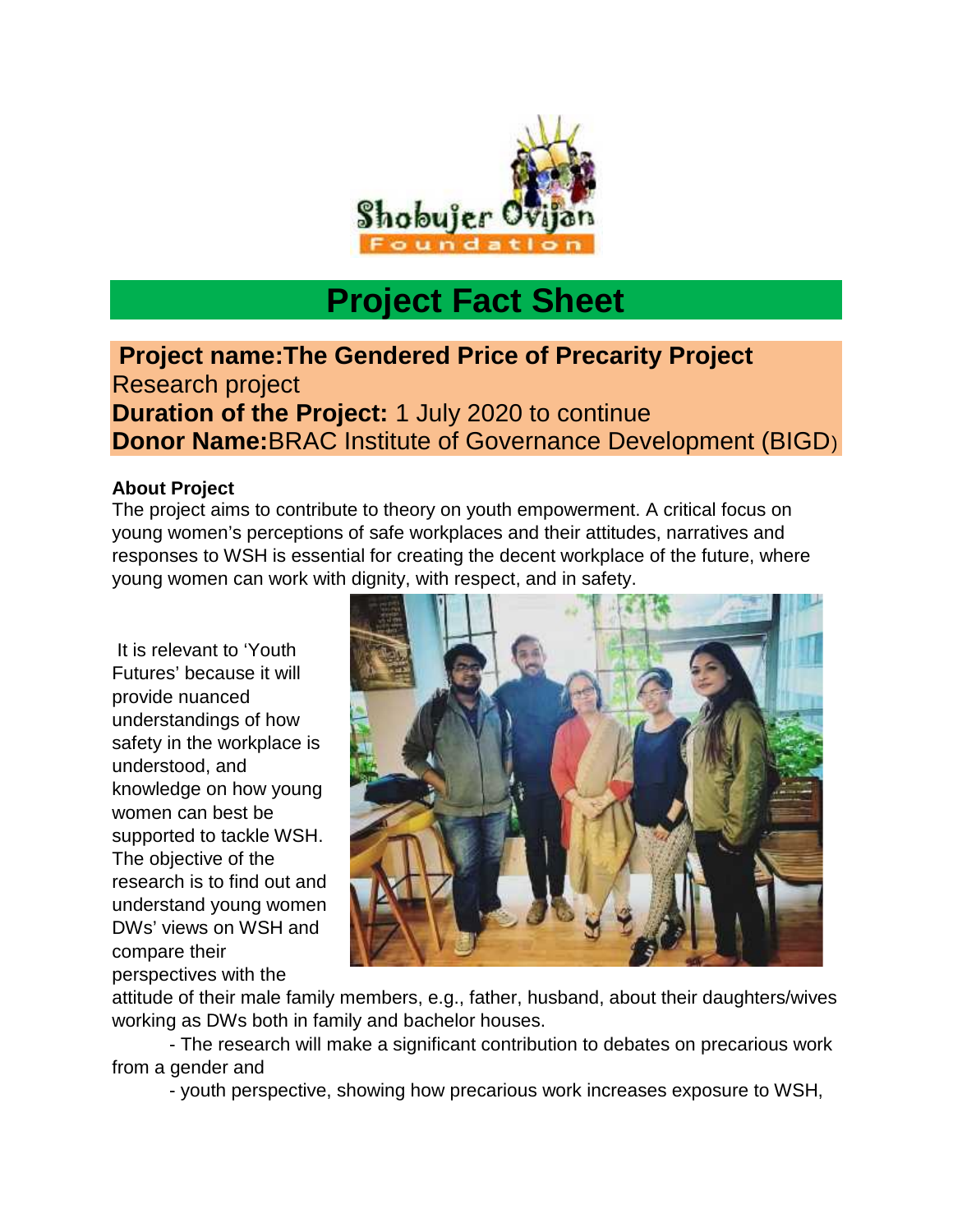Shobujer Ovijan Foundation

# Project Fact Sheet

**Project name:The Gendered Price of Precarity Project**
Research project
**Duration of the Project:** 1 July 2020 to continue
**Donor Name:**BRAC Institute of Governance Development (BIGD)

**About Project**
The project aims to contribute to theory on youth empowerment. A critical focus on young women's perceptions of safe workplaces and their attitudes, narratives and responses to WSH is essential for creating the decent workplace of the future, where young women can work with dignity, with respect, and in safety.

It is relevant to 'Youth Futures' because it will provide nuanced understandings of how safety in the workplace is understood, and knowledge on how young women can best be supported to tackle WSH. The objective of the research is to find out and understand young women DWs' views on WSH and compare their perspectives with the attitude of their male family members, e.g., father, husband, about their daughters/wives working as DWs both in family and bachelor houses.

- The research will make a significant contribution to debates on precarious work from a gender and
- youth perspective, showing how precarious work increases exposure to WSH,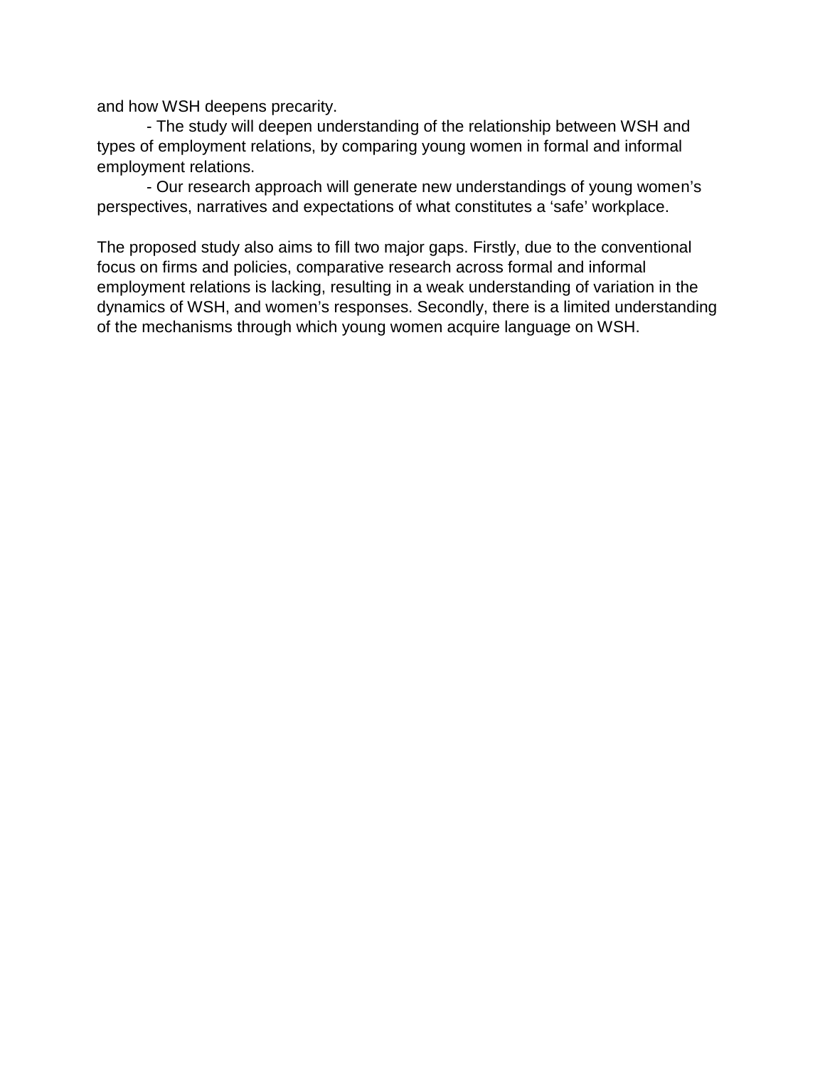and how WSH deepens precarity.

- The study will deepen understanding of the relationship between WSH and types of employment relations, by comparing young women in formal and informal employment relations.
- Our research approach will generate new understandings of young women's perspectives, narratives and expectations of what constitutes a 'safe' workplace.

The proposed study also aims to fill two major gaps. Firstly, due to the conventional focus on firms and policies, comparative research across formal and informal employment relations is lacking, resulting in a weak understanding of variation in the dynamics of WSH, and women's responses. Secondly, there is a limited understanding of the mechanisms through which young women acquire language on WSH.